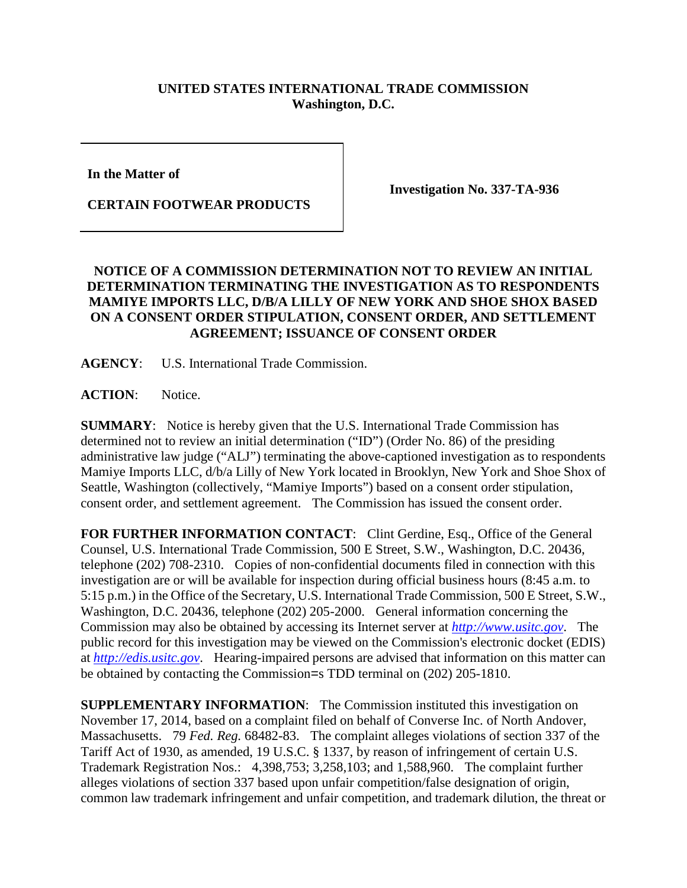**UNITED STATES INTERNATIONAL TRADE COMMISSION**
**Washington, D.C.**

| | |
|---|---|
| **In the Matter of**<br><br>**CERTAIN FOOTWEAR PRODUCTS** | **Investigation No. 337-TA-936** |

**NOTICE OF A COMMISSION DETERMINATION NOT TO REVIEW AN INITIAL DETERMINATION TERMINATING THE INVESTIGATION AS TO RESPONDENTS MAMIYE IMPORTS LLC, D/B/A LILLY OF NEW YORK AND SHOE SHOX BASED ON A CONSENT ORDER STIPULATION, CONSENT ORDER, AND SETTLEMENT AGREEMENT; ISSUANCE OF CONSENT ORDER**

**AGENCY**: U.S. International Trade Commission.

**ACTION**: Notice.

**SUMMARY**: Notice is hereby given that the U.S. International Trade Commission has determined not to review an initial determination ("ID") (Order No. 86) of the presiding administrative law judge ("ALJ") terminating the above-captioned investigation as to respondents Mamiye Imports LLC, d/b/a Lilly of New York located in Brooklyn, New York and Shoe Shox of Seattle, Washington (collectively, "Mamiye Imports") based on a consent order stipulation, consent order, and settlement agreement. The Commission has issued the consent order.

**FOR FURTHER INFORMATION CONTACT**: Clint Gerdine, Esq., Office of the General Counsel, U.S. International Trade Commission, 500 E Street, S.W., Washington, D.C. 20436, telephone (202) 708-2310. Copies of non-confidential documents filed in connection with this investigation are or will be available for inspection during official business hours (8:45 a.m. to 5:15 p.m.) in the Office of the Secretary, U.S. International Trade Commission, 500 E Street, S.W., Washington, D.C. 20436, telephone (202) 205-2000. General information concerning the Commission may also be obtained by accessing its Internet server at *http://www.usitc.gov*. The public record for this investigation may be viewed on the Commission's electronic docket (EDIS) at *http://edis.usitc.gov*. Hearing-impaired persons are advised that information on this matter can be obtained by contacting the Commission=s TDD terminal on (202) 205-1810.

**SUPPLEMENTARY INFORMATION**: The Commission instituted this investigation on November 17, 2014, based on a complaint filed on behalf of Converse Inc. of North Andover, Massachusetts. 79 *Fed. Reg.* 68482-83. The complaint alleges violations of section 337 of the Tariff Act of 1930, as amended, 19 U.S.C. § 1337, by reason of infringement of certain U.S. Trademark Registration Nos.: 4,398,753; 3,258,103; and 1,588,960. The complaint further alleges violations of section 337 based upon unfair competition/false designation of origin, common law trademark infringement and unfair competition, and trademark dilution, the threat or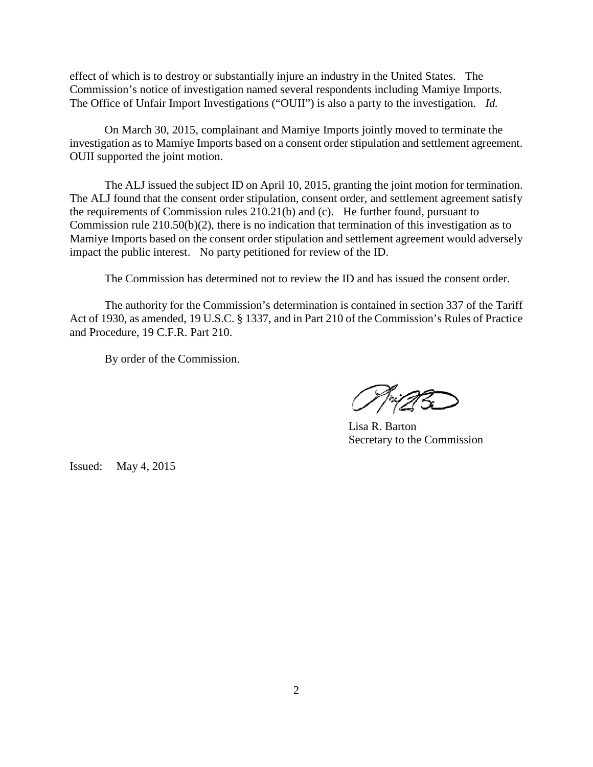effect of which is to destroy or substantially injure an industry in the United States. The Commission's notice of investigation named several respondents including Mamiye Imports. The Office of Unfair Import Investigations ("OUII") is also a party to the investigation. *Id.*

On March 30, 2015, complainant and Mamiye Imports jointly moved to terminate the investigation as to Mamiye Imports based on a consent order stipulation and settlement agreement. OUII supported the joint motion.

The ALJ issued the subject ID on April 10, 2015, granting the joint motion for termination. The ALJ found that the consent order stipulation, consent order, and settlement agreement satisfy the requirements of Commission rules 210.21(b) and (c). He further found, pursuant to Commission rule 210.50(b)(2), there is no indication that termination of this investigation as to Mamiye Imports based on the consent order stipulation and settlement agreement would adversely impact the public interest. No party petitioned for review of the ID.

The Commission has determined not to review the ID and has issued the consent order.

The authority for the Commission's determination is contained in section 337 of the Tariff Act of 1930, as amended, 19 U.S.C. § 1337, and in Part 210 of the Commission's Rules of Practice and Procedure, 19 C.F.R. Part 210.

By order of the Commission.

Lisa R. Barton
Secretary to the Commission

Issued: May 4, 2015